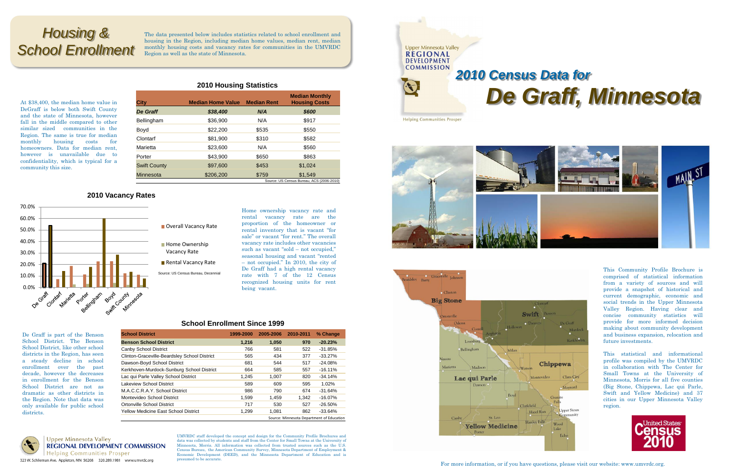# Housing & School Enrollment

The data presented below includes statistics related to school enrollment and housing in the Region, including median home values, median rent, median monthly housing costs and vacancy rates for communities in the UMVRDC Region as well as the state of Minnesota.

## 2010 Housing Statistics

At $38,400, the median home value in DeGraff is below both Swift County and the state of Minnesota, however fall in the middle compared to other similar sized communities in the Region. The same is true for median monthly housing costs for homeowners. Data for median rent, however is unavailable due to confidentiality, which is typical for a community this size.

| City | Median Home Value | Median Rent | Median Monthly Housing Costs |
|---|---|---|---|
| ***De Graff*** | ***$38,400*** | ***N/A*** | ***$600*** |
| Bellingham | $36,900 | N/A | $917 |
| Boyd | $22,200 | $535 | $550 |
| Clontarf | $81,900 | $310 | $582 |
| Marietta | $23,600 | N/A | $560 |
| Porter | $43,900 | $650 | $863 |
| Swift County | $97,600 | $453 | $1,024 |
| Minnesota | $206,200 | $759 | $1,549 |

Source: US Census Bureau, ACS (2006-2010)

## 2010 Vacancy Rates

Chart legend: Overall Vacancy Rate; Home Ownership Vacancy Rate; Rental Vacancy Rate. Categories: De Graff, Clontarf, Marietta, Porter, Bellingham, Boyd, Swift County, Minnesota.

Source: US Census Bureau, Decennial

Home ownership vacancy rate and rental vacancy rate are the proportion of the homeowner or rental inventory that is vacant "for sale" or vacant "for rent." The overall vacancy rate includes other vacancies such as vacant "sold – not occupied," seasonal housing and vacant "rented – not occupied." In 2010, the city of De Graff had a high rental vacancy rate with 7 of the 12 Census recognized housing units for rent being vacant.

## School Enrollment Since 1999

De Graff is part of the Benson School District. The Benson School District, like other school districts in the Region, has seen a steady decline in school enrollment over the past decade, however the decreases in enrollment for the Benson School District are not as dramatic as other districts in the Region. Note that data was only available for public school districts.

| School District | 1999-2000 | 2005-2006 | 2010-2011 | % Change |
|---|---|---|---|---|
| **Benson School District** | **1,216** | **1,050** | **970** | **-20.23%** |
| Canby School District | 766 | 581 | 522 | -31.85% |
| Clinton-Graceville-Beardsley School District | 565 | 434 | 377 | -33.27% |
| Dawson-Boyd School District | 681 | 544 | 517 | -24.08% |
| Kerkhoven-Murdock-Sunburg School District | 664 | 585 | 557 | -16.11% |
| Lac qui Parle Valley School District | 1,245 | 1,007 | 820 | -34.14% |
| Lakeview School District | 589 | 609 | 595 | 1.02% |
| M.A.C.C.R.A.Y. School District | 986 | 790 | 674 | -31.64% |
| Montevideo School District | 1,599 | 1,459 | 1,342 | -16.07% |
| Ortonville School District | 717 | 530 | 527 | -26.50% |
| Yellow Medicine East School District | 1,299 | 1,081 | 862 | -33.64% |

Source: Minnesota Department of Education

Upper Minnesota Valley REGIONAL DEVELOPMENT COMMISSION
Helping Communities Prosper
323 W. Schlieman Ave. Appleton, MN 56208 320.289.1981 www.umvrdc.org

UMVRDC staff developed the concept and design for the Community Profile Brochures and data was collected by students and staff from the Center for Small Towns at the University of Minnesota, Morris. All information was collected from trusted sources such as the U.S. Census Bureau, the American Community Survey, Minnesota Department of Employment & Economic Development (DEED), and the Minnesota Department of Education and is presumed to be accurate.

Upper Minnesota Valley REGIONAL DEVELOPMENT COMMISSION
Helping Communities Prosper

# 2010 Census Data for De Graff, Minnesota

This Community Profile Brochure is comprised of statistical information from a variety of sources and will provide a snapshot of historical and current demographic, economic and social trends in the Upper Minnesota Valley Region. Having clear and concise community statistics will provide for more informed decision making about community development and business expansion, relocation and future investments.

This statistical and informational profile was compiled by the UMVRDC in collaboration with The Center for Small Towns at the University of Minnesota, Morris for all five counties (Big Stone, Chippewa, Lac qui Parle, Swift and Yellow Medicine) and 37 cities in our Upper Minnesota Valley region.

United States Census 2010

For more information, or if you have questions, please visit our website: www.umvrdc.org.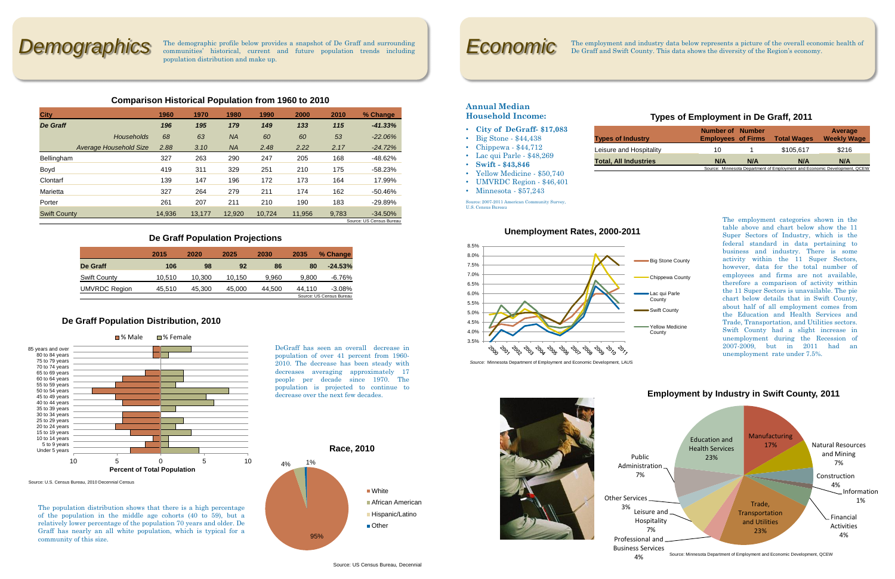# Demographics

The demographic profile below provides a snapshot of De Graff and surrounding communities' historical, current and future population trends including population distribution and make up.

## Comparison Historical Population from 1960 to 2010

| City | 1960 | 1970 | 1980 | 1990 | 2000 | 2010 | % Change |
|---|---|---|---|---|---|---|---|
| ***De Graff*** | ***196*** | ***195*** | ***179*** | ***149*** | ***133*** | ***115*** | ***-41.33%*** |
| *Households* | *68* | *63* | *NA* | *60* | *60* | *53* | *-22.06%* |
| *Average Household Size* | *2.88* | *3.10* | *NA* | *2.48* | *2.22* | *2.17* | *-24.72%* |
| Bellingham | 327 | 263 | 290 | 247 | 205 | 168 | -48.62% |
| Boyd | 419 | 311 | 329 | 251 | 210 | 175 | -58.23% |
| Clontarf | 139 | 147 | 196 | 172 | 173 | 164 | 17.99% |
| Marietta | 327 | 264 | 279 | 211 | 174 | 162 | -50.46% |
| Porter | 261 | 207 | 211 | 210 | 190 | 183 | -29.89% |
| Swift County | 14,936 | 13,177 | 12,920 | 10,724 | 11,956 | 9,783 | -34.50% |

Source: US Census Bureau

## De Graff Population Projections

| | 2015 | 2020 | 2025 | 2030 | 2035 | % Change |
|---|---|---|---|---|---|---|
| **De Graff** | **106** | **98** | **92** | **86** | **80** | **-24.53%** |
| Swift County | 10,510 | 10,300 | 10,150 | 9,960 | 9,800 | -6.76% |
| UMVRDC Region | 45,510 | 45,300 | 45,000 | 44,500 | 44,110 | -3.08% |

Source: US Census Bureau

## De Graff Population Distribution, 2010

% Male
% Female

85 years and over
80 to 84 years
75 to 79 years
70 to 74 years
65 to 69 years
60 to 64 years
55 to 59 years
50 to 54 years
45 to 49 years
40 to 44 years
35 to 39 years
30 to 34 years
25 to 29 years
20 to 24 years
15 to 19 years
10 to 14 years
5 to 9 years
Under 5 years

10 5 0 5 10

Percent of Total Population

Source: U.S. Census Bureau, 2010 Decennial Census

DeGraff has seen an overall decrease in population of over 41 percent from 1960-2010. The decrease has been steady with decreases averaging approximately 17 people per decade since 1970. The population is projected to continue to decrease over the next few decades.

The population distribution shows that there is a high percentage of the population in the middle age cohorts (40 to 59), but a relatively lower percentage of the population 70 years and older. De Graff has nearly an all white population, which is typical for a community of this size.

## Race, 2010

4%
1%
95%

White
African American
Hispanic/Latino
Other

Source: US Census Bureau, Decennial

# Economic

The employment and industry data below represents a picture of the overall economic health of De Graff and Swift County. This data shows the diversity of the Region's economy.

### Annual Median Household Income:

- **City of DeGraff- $17,083**
- Big Stone - $44,438
- Chippewa - $44,712
- Lac qui Parle - $48,269
- **Swift - $43,846**
- Yellow Medicine - $50,740
- UMVRDC Region - $46,401
- Minnesota - $57,243

Source: 2007-2011 American Community Survey, U.S. Census Bureau

## Types of Employment in De Graff, 2011

| Types of Industry | Number of Employees | Number of Firms | Total Wages | Average Weekly Wage |
|---|---|---|---|---|
| Leisure and Hospitality | 10 | 1 | $105,617 | $216 |
| **Total, All Industries** | **N/A** | **N/A** | **N/A** | **N/A** |

Source: Minnesota Department of Employment and Economic Development, QCEW

## Unemployment Rates, 2000-2011

8.5%
8.0%
7.5%
7.0%
6.5%
6.0%
5.5%
5.0%
4.5%
4.0%
3.5%

2000 2001 2002 2003 2004 2005 2006 2007 2008 2009 2010 2011

Big Stone County
Chippewa County
Lac qui Parle County
Swift County
Yellow Medicine County

*Source:* Minnesota Department of Employment and Economic Development, LAUS

The employment categories shown in the table above and chart below show the 11 Super Sectors of Industry, which is the federal standard in data pertaining to business and industry. There is some activity within the 11 Super Sectors, however, data for the total number of employees and firms are not available, therefore a comparison of activity within the 11 Super Sectors is unavailable. The pie chart below details that in Swift County, about half of all employment comes from the Education and Health Services and Trade, Transportation, and Utilities sectors. Swift County had a slight increase in unemployment during the Recession of 2007-2009, but in 2011 had an unemployment rate under 7.5%.

## Employment by Industry in Swift County, 2011

Manufacturing 17%
Natural Resources and Mining 7%
Construction 4%
Information 1%
Financial Activities 4%
Trade, Transportation and Utilities 23%
Professional and Business Services 4%
Leisure and Hospitality 7%
Other Services 3%
Public Administration 7%
Education and Health Services 23%

Source: Minnesota Department of Employment and Economic Development, QCEW